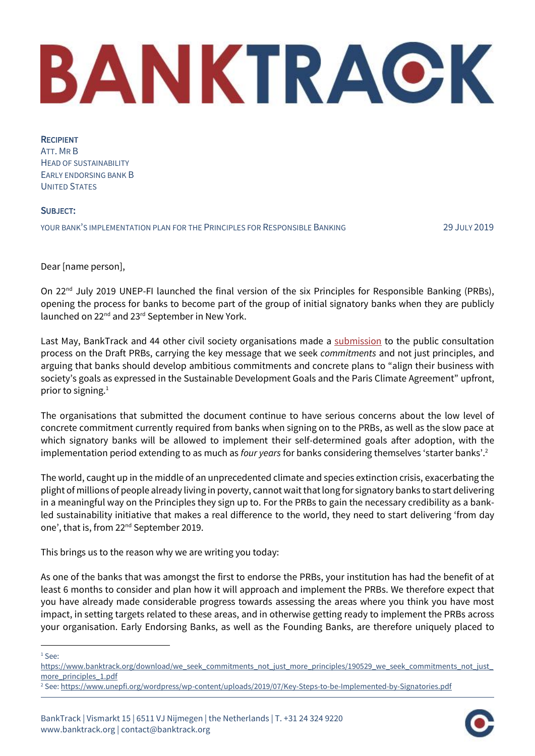# BANKTRACK

**RECIPIENT**
ATT. MR B
HEAD OF SUSTAINABILITY
EARLY ENDORSING BANK B
UNITED STATES

**SUBJECT:**
YOUR BANK'S IMPLEMENTATION PLAN FOR THE PRINCIPLES FOR RESPONSIBLE BANKING — 29 JULY 2019

Dear [name person],

On 22nd July 2019 UNEP-FI launched the final version of the six Principles for Responsible Banking (PRBs), opening the process for banks to become part of the group of initial signatory banks when they are publicly launched on 22nd and 23rd September in New York.

Last May, BankTrack and 44 other civil society organisations made a submission to the public consultation process on the Draft PRBs, carrying the key message that we seek *commitments* and not just principles, and arguing that banks should develop ambitious commitments and concrete plans to "align their business with society's goals as expressed in the Sustainable Development Goals and the Paris Climate Agreement" upfront, prior to signing.[1]

The organisations that submitted the document continue to have serious concerns about the low level of concrete commitment currently required from banks when signing on to the PRBs, as well as the slow pace at which signatory banks will be allowed to implement their self-determined goals after adoption, with the implementation period extending to as much as *four years* for banks considering themselves 'starter banks'.[2]

The world, caught up in the middle of an unprecedented climate and species extinction crisis, exacerbating the plight of millions of people already living in poverty, cannot wait that long for signatory banks to start delivering in a meaningful way on the Principles they sign up to. For the PRBs to gain the necessary credibility as a bank-led sustainability initiative that makes a real difference to the world, they need to start delivering 'from day one', that is, from 22nd September 2019.

This brings us to the reason why we are writing you today:

As one of the banks that was amongst the first to endorse the PRBs, your institution has had the benefit of at least 6 months to consider and plan how it will approach and implement the PRBs. We therefore expect that you have already made considerable progress towards assessing the areas where you think you have most impact, in setting targets related to these areas, and in otherwise getting ready to implement the PRBs across your organisation. Early Endorsing Banks, as well as the Founding Banks, are therefore uniquely placed to

---

[1] See: https://www.banktrack.org/download/we_seek_commitments_not_just_more_principles/190529_we_seek_commitments_not_just_more_principles_1.pdf

[2] See: https://www.unepfi.org/wordpress/wp-content/uploads/2019/07/Key-Steps-to-be-Implemented-by-Signatories.pdf

BankTrack | Vismarkt 15 | 6511 VJ Nijmegen | the Netherlands | T. +31 24 324 9220
www.banktrack.org | contact@banktrack.org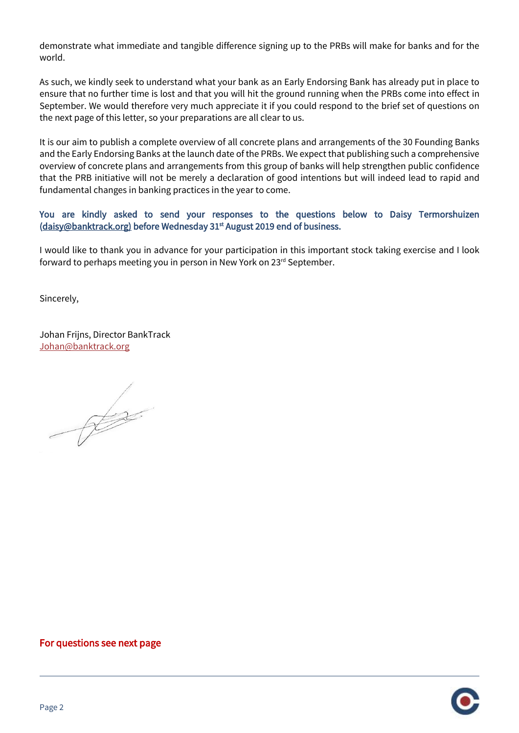demonstrate what immediate and tangible difference signing up to the PRBs will make for banks and for the world.

As such, we kindly seek to understand what your bank as an Early Endorsing Bank has already put in place to ensure that no further time is lost and that you will hit the ground running when the PRBs come into effect in September. We would therefore very much appreciate it if you could respond to the brief set of questions on the next page of this letter, so your preparations are all clear to us.

It is our aim to publish a complete overview of all concrete plans and arrangements of the 30 Founding Banks and the Early Endorsing Banks at the launch date of the PRBs. We expect that publishing such a comprehensive overview of concrete plans and arrangements from this group of banks will help strengthen public confidence that the PRB initiative will not be merely a declaration of good intentions but will indeed lead to rapid and fundamental changes in banking practices in the year to come.

**You are kindly asked to send your responses to the questions below to Daisy Termorshuizen (daisy@banktrack.org) before Wednesday 31st August 2019 end of business.**

I would like to thank you in advance for your participation in this important stock taking exercise and I look forward to perhaps meeting you in person in New York on 23rd September.

Sincerely,

Johan Frijns, Director BankTrack
Johan@banktrack.org

**For questions see next page**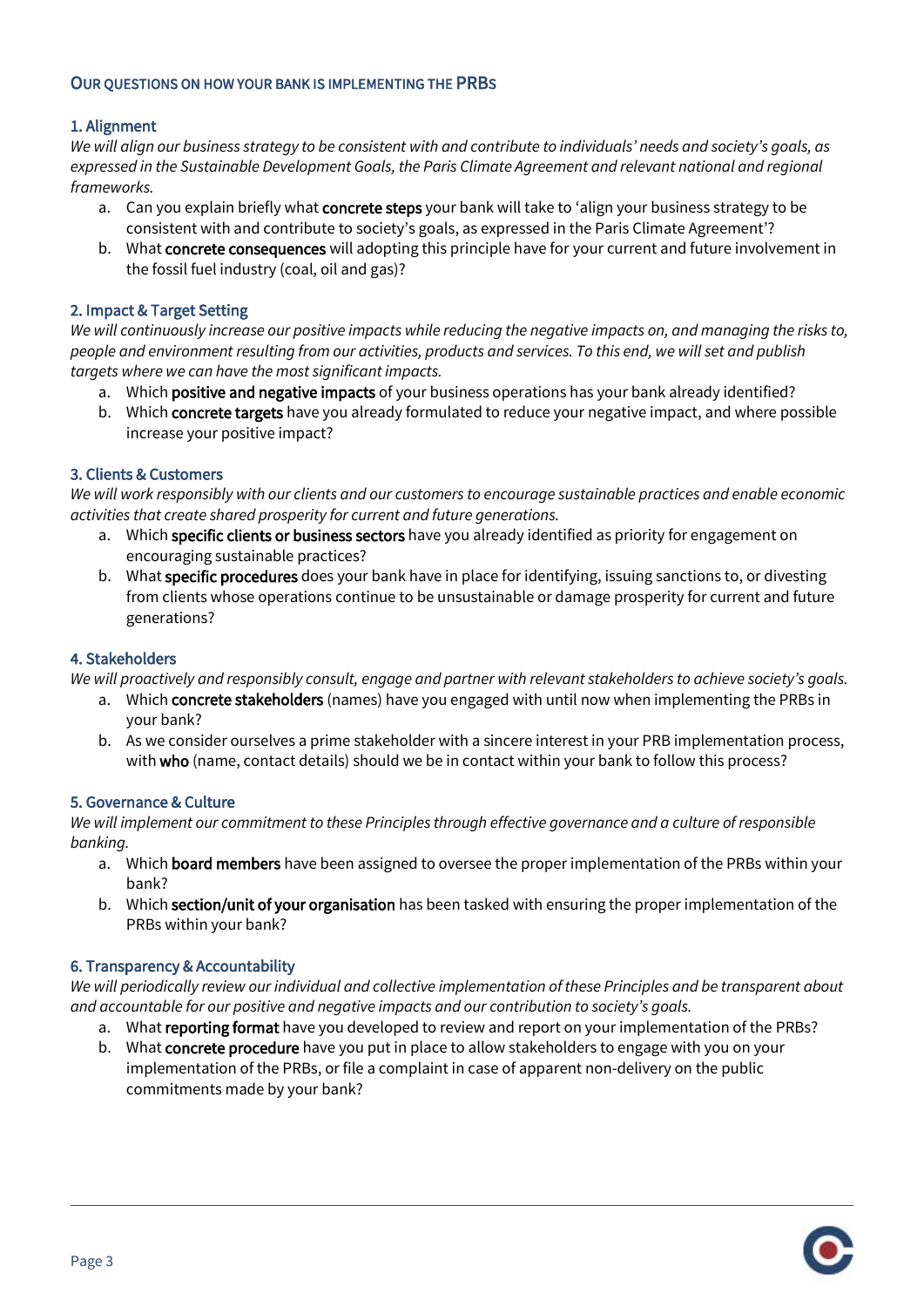## Our questions on how your bank is implementing the PRBs

### 1. Alignment

*We will align our business strategy to be consistent with and contribute to individuals' needs and society's goals, as expressed in the Sustainable Development Goals, the Paris Climate Agreement and relevant national and regional frameworks.*

a. Can you explain briefly what **concrete steps** your bank will take to 'align your business strategy to be consistent with and contribute to society's goals, as expressed in the Paris Climate Agreement'?
b. What **concrete consequences** will adopting this principle have for your current and future involvement in the fossil fuel industry (coal, oil and gas)?

### 2. Impact & Target Setting

*We will continuously increase our positive impacts while reducing the negative impacts on, and managing the risks to, people and environment resulting from our activities, products and services. To this end, we will set and publish targets where we can have the most significant impacts.*

a. Which **positive and negative impacts** of your business operations has your bank already identified?
b. Which **concrete targets** have you already formulated to reduce your negative impact, and where possible increase your positive impact?

### 3. Clients & Customers

*We will work responsibly with our clients and our customers to encourage sustainable practices and enable economic activities that create shared prosperity for current and future generations.*

a. Which **specific clients or business sectors** have you already identified as priority for engagement on encouraging sustainable practices?
b. What **specific procedures** does your bank have in place for identifying, issuing sanctions to, or divesting from clients whose operations continue to be unsustainable or damage prosperity for current and future generations?

### 4. Stakeholders

*We will proactively and responsibly consult, engage and partner with relevant stakeholders to achieve society's goals.*

a. Which **concrete stakeholders** (names) have you engaged with until now when implementing the PRBs in your bank?
b. As we consider ourselves a prime stakeholder with a sincere interest in your PRB implementation process, with **who** (name, contact details) should we be in contact within your bank to follow this process?

### 5. Governance & Culture

*We will implement our commitment to these Principles through effective governance and a culture of responsible banking.*

a. Which **board members** have been assigned to oversee the proper implementation of the PRBs within your bank?
b. Which **section/unit of your organisation** has been tasked with ensuring the proper implementation of the PRBs within your bank?

### 6. Transparency & Accountability

*We will periodically review our individual and collective implementation of these Principles and be transparent about and accountable for our positive and negative impacts and our contribution to society's goals.*

a. What **reporting format** have you developed to review and report on your implementation of the PRBs?
b. What **concrete procedure** have you put in place to allow stakeholders to engage with you on your implementation of the PRBs, or file a complaint in case of apparent non-delivery on the public commitments made by your bank?